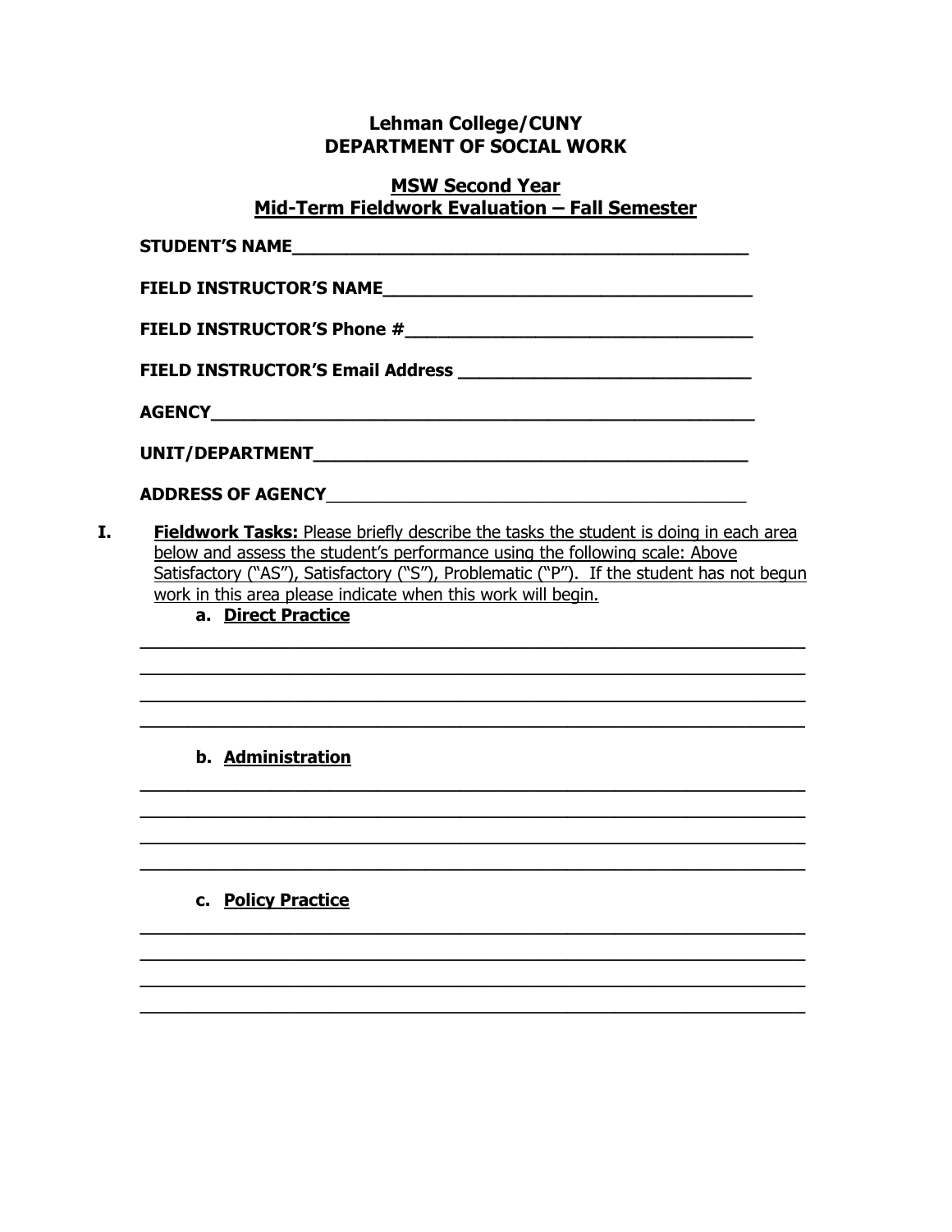# Lehman College/CUNY
# DEPARTMENT OF SOCIAL WORK

## MSW Second Year
## Mid-Term Fieldwork Evaluation – Fall Semester

**STUDENT'S NAME**_____________________________________________

**FIELD INSTRUCTOR'S NAME**____________________________________

**FIELD INSTRUCTOR'S Phone #**__________________________________

**FIELD INSTRUCTOR'S Email Address** ___________________________

**AGENCY**_____________________________________________________

**UNIT/DEPARTMENT**____________________________________________

**ADDRESS OF AGENCY**__________________________________________

**I.** **Fieldwork Tasks:** Please briefly describe the tasks the student is doing in each area below and assess the student's performance using the following scale: Above Satisfactory ("AS"), Satisfactory ("S"), Problematic ("P"). If the student has not begun work in this area please indicate when this work will begin.

**a. Direct Practice**

______________________________________________________________________

______________________________________________________________________

______________________________________________________________________

______________________________________________________________________

**b. Administration**

______________________________________________________________________

______________________________________________________________________

______________________________________________________________________

______________________________________________________________________

**c. Policy Practice**

______________________________________________________________________

______________________________________________________________________

______________________________________________________________________

______________________________________________________________________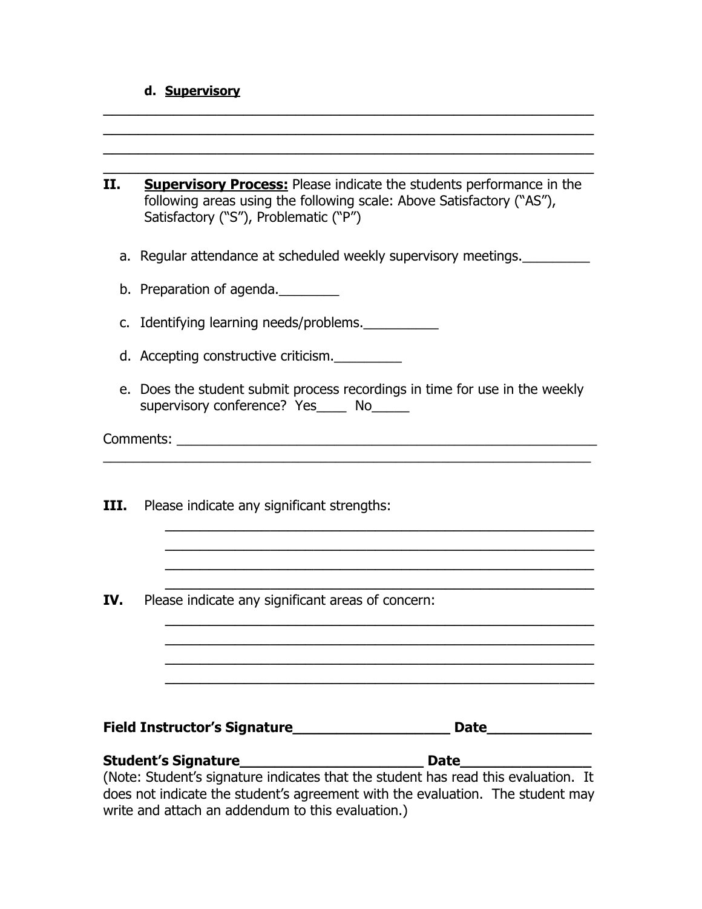d. **Supervisory**

\_\_\_\_\_\_\_\_\_\_\_\_\_\_\_\_\_\_\_\_\_\_\_\_\_\_\_\_\_\_\_\_\_\_\_\_\_\_\_\_\_\_\_\_\_\_\_\_\_\_\_\_\_\_\_\_\_\_\_\_
\_\_\_\_\_\_\_\_\_\_\_\_\_\_\_\_\_\_\_\_\_\_\_\_\_\_\_\_\_\_\_\_\_\_\_\_\_\_\_\_\_\_\_\_\_\_\_\_\_\_\_\_\_\_\_\_\_\_\_\_
\_\_\_\_\_\_\_\_\_\_\_\_\_\_\_\_\_\_\_\_\_\_\_\_\_\_\_\_\_\_\_\_\_\_\_\_\_\_\_\_\_\_\_\_\_\_\_\_\_\_\_\_\_\_\_\_\_\_\_\_
\_\_\_\_\_\_\_\_\_\_\_\_\_\_\_\_\_\_\_\_\_\_\_\_\_\_\_\_\_\_\_\_\_\_\_\_\_\_\_\_\_\_\_\_\_\_\_\_\_\_\_\_\_\_\_\_\_\_\_\_

**II.** **Supervisory Process:** Please indicate the students performance in the following areas using the following scale: Above Satisfactory ("AS"), Satisfactory ("S"), Problematic ("P")

a. Regular attendance at scheduled weekly supervisory meetings.\_\_\_\_\_\_\_\_\_

b. Preparation of agenda.\_\_\_\_\_\_\_\_

c. Identifying learning needs/problems.\_\_\_\_\_\_\_\_\_\_

d. Accepting constructive criticism.\_\_\_\_\_\_\_\_\_

e. Does the student submit process recordings in time for use in the weekly supervisory conference? Yes\_\_\_\_ No\_\_\_\_\_

Comments: \_\_\_\_\_\_\_\_\_\_\_\_\_\_\_\_\_\_\_\_\_\_\_\_\_\_\_\_\_\_\_\_\_\_\_\_\_\_\_\_\_\_\_\_\_\_\_\_\_\_\_\_
\_\_\_\_\_\_\_\_\_\_\_\_\_\_\_\_\_\_\_\_\_\_\_\_\_\_\_\_\_\_\_\_\_\_\_\_\_\_\_\_\_\_\_\_\_\_\_\_\_\_\_\_\_\_\_\_\_\_\_\_

**III.** Please indicate any significant strengths:

\_\_\_\_\_\_\_\_\_\_\_\_\_\_\_\_\_\_\_\_\_\_\_\_\_\_\_\_\_\_\_\_\_\_\_\_\_\_\_\_\_\_\_\_\_\_\_\_\_\_\_\_\_\_
\_\_\_\_\_\_\_\_\_\_\_\_\_\_\_\_\_\_\_\_\_\_\_\_\_\_\_\_\_\_\_\_\_\_\_\_\_\_\_\_\_\_\_\_\_\_\_\_\_\_\_\_\_\_
\_\_\_\_\_\_\_\_\_\_\_\_\_\_\_\_\_\_\_\_\_\_\_\_\_\_\_\_\_\_\_\_\_\_\_\_\_\_\_\_\_\_\_\_\_\_\_\_\_\_\_\_\_\_
\_\_\_\_\_\_\_\_\_\_\_\_\_\_\_\_\_\_\_\_\_\_\_\_\_\_\_\_\_\_\_\_\_\_\_\_\_\_\_\_\_\_\_\_\_\_\_\_\_\_\_\_\_\_

**IV.** Please indicate any significant areas of concern:

\_\_\_\_\_\_\_\_\_\_\_\_\_\_\_\_\_\_\_\_\_\_\_\_\_\_\_\_\_\_\_\_\_\_\_\_\_\_\_\_\_\_\_\_\_\_\_\_\_\_\_\_\_\_
\_\_\_\_\_\_\_\_\_\_\_\_\_\_\_\_\_\_\_\_\_\_\_\_\_\_\_\_\_\_\_\_\_\_\_\_\_\_\_\_\_\_\_\_\_\_\_\_\_\_\_\_\_\_
\_\_\_\_\_\_\_\_\_\_\_\_\_\_\_\_\_\_\_\_\_\_\_\_\_\_\_\_\_\_\_\_\_\_\_\_\_\_\_\_\_\_\_\_\_\_\_\_\_\_\_\_\_\_
\_\_\_\_\_\_\_\_\_\_\_\_\_\_\_\_\_\_\_\_\_\_\_\_\_\_\_\_\_\_\_\_\_\_\_\_\_\_\_\_\_\_\_\_\_\_\_\_\_\_\_\_\_\_

**Field Instructor's Signature\_\_\_\_\_\_\_\_\_\_\_\_\_\_\_\_\_\_\_\_ Date\_\_\_\_\_\_\_\_\_\_\_\_\_**

**Student's Signature\_\_\_\_\_\_\_\_\_\_\_\_\_\_\_\_\_\_\_\_\_\_\_ Date\_\_\_\_\_\_\_\_\_\_\_\_\_\_\_\_**

(Note: Student's signature indicates that the student has read this evaluation. It does not indicate the student's agreement with the evaluation. The student may write and attach an addendum to this evaluation.)